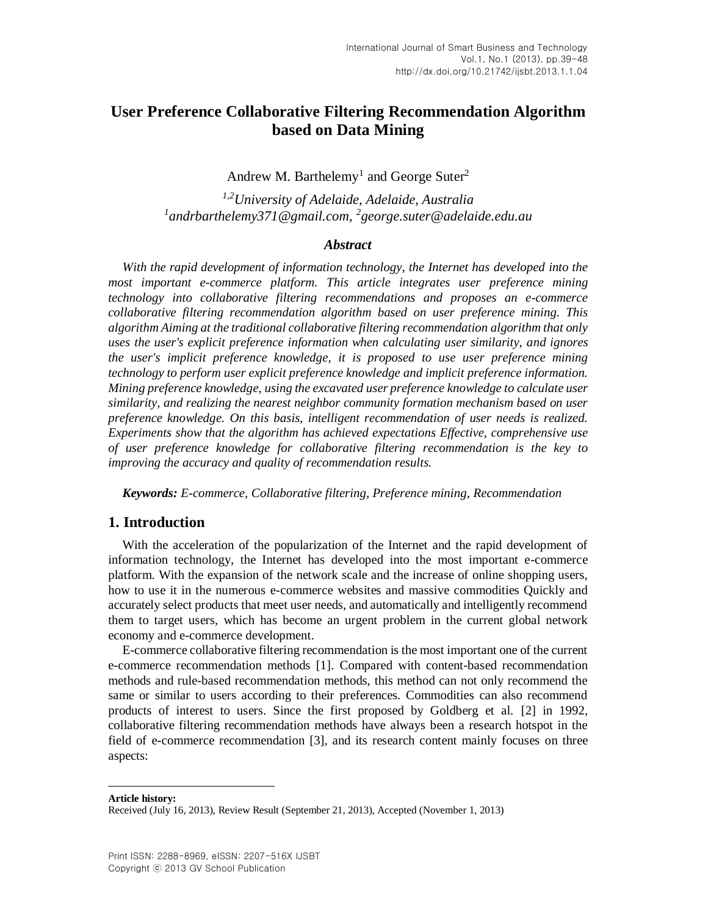# User Preference Collaborative Filtering Recommendation Algorithm based on Data Mining

Andrew M. Barthelemy[1] and George Suter[2]

*[1,2]University of Adelaide, Adelaide, Australia*
*[1]andrbarthelemy371@gmail.com, [2]george.suter@adelaide.edu.au*

### *Abstract*

*With the rapid development of information technology, the Internet has developed into the most important e-commerce platform. This article integrates user preference mining technology into collaborative filtering recommendations and proposes an e-commerce collaborative filtering recommendation algorithm based on user preference mining. This algorithm Aiming at the traditional collaborative filtering recommendation algorithm that only uses the user's explicit preference information when calculating user similarity, and ignores the user's implicit preference knowledge, it is proposed to use user preference mining technology to perform user explicit preference knowledge and implicit preference information. Mining preference knowledge, using the excavated user preference knowledge to calculate user similarity, and realizing the nearest neighbor community formation mechanism based on user preference knowledge. On this basis, intelligent recommendation of user needs is realized. Experiments show that the algorithm has achieved expectations Effective, comprehensive use of user preference knowledge for collaborative filtering recommendation is the key to improving the accuracy and quality of recommendation results.*

***Keywords:*** *E-commerce, Collaborative filtering, Preference mining, Recommendation*

## 1. Introduction

With the acceleration of the popularization of the Internet and the rapid development of information technology, the Internet has developed into the most important e-commerce platform. With the expansion of the network scale and the increase of online shopping users, how to use it in the numerous e-commerce websites and massive commodities Quickly and accurately select products that meet user needs, and automatically and intelligently recommend them to target users, which has become an urgent problem in the current global network economy and e-commerce development.

E-commerce collaborative filtering recommendation is the most important one of the current e-commerce recommendation methods [1]. Compared with content-based recommendation methods and rule-based recommendation methods, this method can not only recommend the same or similar to users according to their preferences. Commodities can also recommend products of interest to users. Since the first proposed by Goldberg et al. [2] in 1992, collaborative filtering recommendation methods have always been a research hotspot in the field of e-commerce recommendation [3], and its research content mainly focuses on three aspects:

---

**Article history:**
Received (July 16, 2013), Review Result (September 21, 2013), Accepted (November 1, 2013)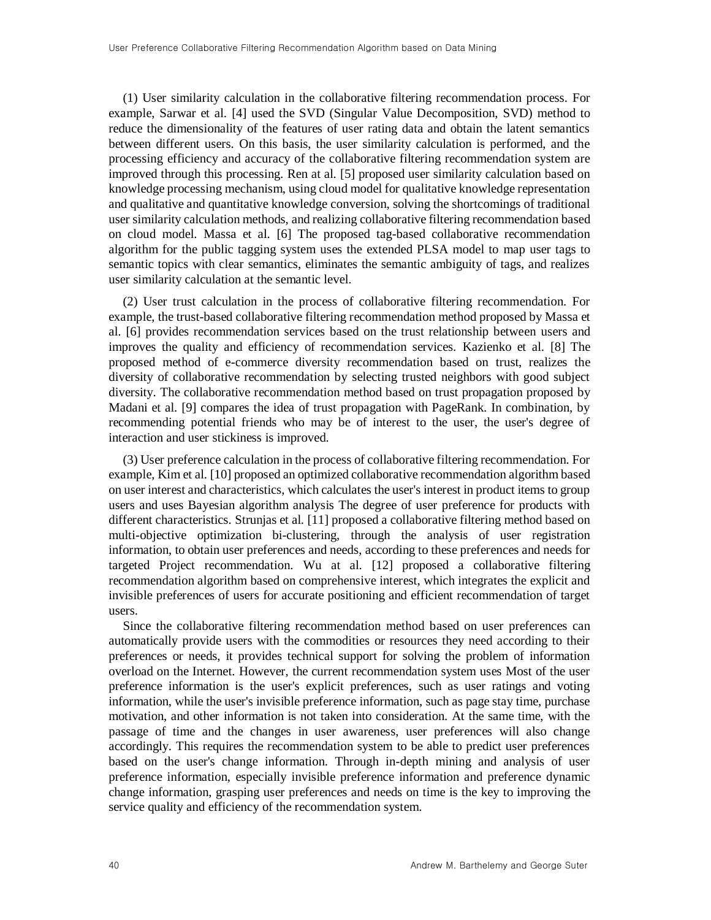(1) User similarity calculation in the collaborative filtering recommendation process. For example, Sarwar et al. [4] used the SVD (Singular Value Decomposition, SVD) method to reduce the dimensionality of the features of user rating data and obtain the latent semantics between different users. On this basis, the user similarity calculation is performed, and the processing efficiency and accuracy of the collaborative filtering recommendation system are improved through this processing. Ren at al. [5] proposed user similarity calculation based on knowledge processing mechanism, using cloud model for qualitative knowledge representation and qualitative and quantitative knowledge conversion, solving the shortcomings of traditional user similarity calculation methods, and realizing collaborative filtering recommendation based on cloud model. Massa et al. [6] The proposed tag-based collaborative recommendation algorithm for the public tagging system uses the extended PLSA model to map user tags to semantic topics with clear semantics, eliminates the semantic ambiguity of tags, and realizes user similarity calculation at the semantic level.

(2) User trust calculation in the process of collaborative filtering recommendation. For example, the trust-based collaborative filtering recommendation method proposed by Massa et al. [6] provides recommendation services based on the trust relationship between users and improves the quality and efficiency of recommendation services. Kazienko et al. [8] The proposed method of e-commerce diversity recommendation based on trust, realizes the diversity of collaborative recommendation by selecting trusted neighbors with good subject diversity. The collaborative recommendation method based on trust propagation proposed by Madani et al. [9] compares the idea of trust propagation with PageRank. In combination, by recommending potential friends who may be of interest to the user, the user's degree of interaction and user stickiness is improved.

(3) User preference calculation in the process of collaborative filtering recommendation. For example, Kim et al. [10] proposed an optimized collaborative recommendation algorithm based on user interest and characteristics, which calculates the user's interest in product items to group users and uses Bayesian algorithm analysis The degree of user preference for products with different characteristics. Strunjas et al. [11] proposed a collaborative filtering method based on multi-objective optimization bi-clustering, through the analysis of user registration information, to obtain user preferences and needs, according to these preferences and needs for targeted Project recommendation. Wu at al. [12] proposed a collaborative filtering recommendation algorithm based on comprehensive interest, which integrates the explicit and invisible preferences of users for accurate positioning and efficient recommendation of target users.

Since the collaborative filtering recommendation method based on user preferences can automatically provide users with the commodities or resources they need according to their preferences or needs, it provides technical support for solving the problem of information overload on the Internet. However, the current recommendation system uses Most of the user preference information is the user's explicit preferences, such as user ratings and voting information, while the user's invisible preference information, such as page stay time, purchase motivation, and other information is not taken into consideration. At the same time, with the passage of time and the changes in user awareness, user preferences will also change accordingly. This requires the recommendation system to be able to predict user preferences based on the user's change information. Through in-depth mining and analysis of user preference information, especially invisible preference information and preference dynamic change information, grasping user preferences and needs on time is the key to improving the service quality and efficiency of the recommendation system.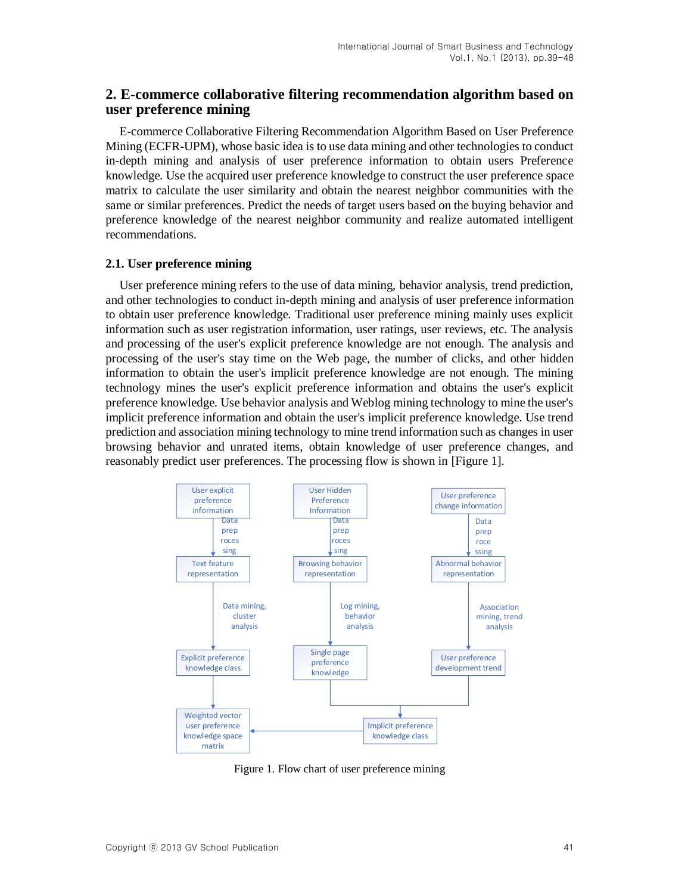## 2. E-commerce collaborative filtering recommendation algorithm based on user preference mining

E-commerce Collaborative Filtering Recommendation Algorithm Based on User Preference Mining (ECFR-UPM), whose basic idea is to use data mining and other technologies to conduct in-depth mining and analysis of user preference information to obtain users Preference knowledge. Use the acquired user preference knowledge to construct the user preference space matrix to calculate the user similarity and obtain the nearest neighbor communities with the same or similar preferences. Predict the needs of target users based on the buying behavior and preference knowledge of the nearest neighbor community and realize automated intelligent recommendations.

### 2.1. User preference mining

User preference mining refers to the use of data mining, behavior analysis, trend prediction, and other technologies to conduct in-depth mining and analysis of user preference information to obtain user preference knowledge. Traditional user preference mining mainly uses explicit information such as user registration information, user ratings, user reviews, etc. The analysis and processing of the user's explicit preference knowledge are not enough. The analysis and processing of the user's stay time on the Web page, the number of clicks, and other hidden information to obtain the user's implicit preference knowledge are not enough. The mining technology mines the user's explicit preference information and obtains the user's explicit preference knowledge. Use behavior analysis and Weblog mining technology to mine the user's implicit preference information and obtain the user's implicit preference knowledge. Use trend prediction and association mining technology to mine trend information such as changes in user browsing behavior and unrated items, obtain knowledge of user preference changes, and reasonably predict user preferences. The processing flow is shown in [Figure 1].

User explicit preference information → (Data preprocessing) → Text feature representation → (Data mining, cluster analysis) → Explicit preference knowledge class → Weighted vector user preference knowledge space matrix

User Hidden Preference Information → (Data preprocessing) → Browsing behavior representation → (Log mining, behavior analysis) → Single page preference knowledge → Implicit preference knowledge class

User preference change information → (Data preprocessing) → Abnormal behavior representation → (Association mining, trend analysis) → User preference development trend → Implicit preference knowledge class

Implicit preference knowledge class → Weighted vector user preference knowledge space matrix

Figure 1. Flow chart of user preference mining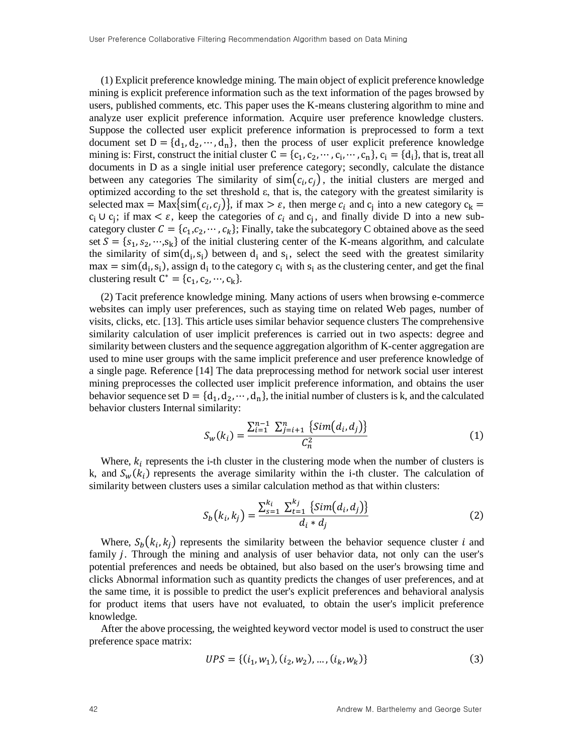(1) Explicit preference knowledge mining. The main object of explicit preference knowledge mining is explicit preference information such as the text information of the pages browsed by users, published comments, etc. This paper uses the K-means clustering algorithm to mine and analyze user explicit preference information. Acquire user preference knowledge clusters. Suppose the collected user explicit preference information is preprocessed to form a text document set $D = \{d_1, d_2, \cdots, d_n\}$, then the process of user explicit preference knowledge mining is: First, construct the initial cluster $C = \{c_1, c_2, \cdots, c_i, \cdots, c_n\}$, $c_i = \{d_i\}$, that is, treat all documents in D as a single initial user preference category; secondly, calculate the distance between any categories The similarity of $sim(c_i, c_j)$, the initial clusters are merged and optimized according to the set threshold ε, that is, the category with the greatest similarity is selected $max = Max\{sim(c_i, c_j)\}$, if $max > \varepsilon$, then merge $c_i$ and $c_j$ into a new category $c_k = c_i \cup c_j$; if $max < \varepsilon$, keep the categories of $c_i$ and $c_j$, and finally divide D into a new sub-category cluster $C = \{c_1, c_2, \cdots, c_k\}$; Finally, take the subcategory C obtained above as the seed set $S = \{s_1, s_2, \cdots, s_k\}$ of the initial clustering center of the K-means algorithm, and calculate the similarity of $sim(d_i, s_i)$ between $d_i$ and $s_i$, select the seed with the greatest similarity $max = sim(d_i, s_i)$, assign $d_i$ to the category $c_i$ with $s_i$ as the clustering center, and get the final clustering result $C^* = \{c_1, c_2, \cdots, c_k\}$.

(2) Tacit preference knowledge mining. Many actions of users when browsing e-commerce websites can imply user preferences, such as staying time on related Web pages, number of visits, clicks, etc. [13]. This article uses similar behavior sequence clusters The comprehensive similarity calculation of user implicit preferences is carried out in two aspects: degree and similarity between clusters and the sequence aggregation algorithm of K-center aggregation are used to mine user groups with the same implicit preference and user preference knowledge of a single page. Reference [14] The data preprocessing method for network social user interest mining preprocesses the collected user implicit preference information, and obtains the user behavior sequence set $D = \{d_1, d_2, \cdots, d_n\}$, the initial number of clusters is k, and the calculated behavior clusters Internal similarity:

$$S_w(k_i) = \frac{\sum_{i=1}^{n-1} \sum_{j=i+1}^{n} \{Sim(d_i, d_j)\}}{C_n^2} \tag{1}$$

Where, $k_i$ represents the i-th cluster in the clustering mode when the number of clusters is k, and $S_w(k_i)$ represents the average similarity within the i-th cluster. The calculation of similarity between clusters uses a similar calculation method as that within clusters:

$$S_b(k_i, k_j) = \frac{\sum_{s=1}^{k_i} \sum_{t=1}^{k_j} \{Sim(d_i, d_j)\}}{d_i * d_j} \tag{2}$$

Where, $S_b(k_i, k_j)$ represents the similarity between the behavior sequence cluster $i$ and family $j$. Through the mining and analysis of user behavior data, not only can the user's potential preferences and needs be obtained, but also based on the user's browsing time and clicks Abnormal information such as quantity predicts the changes of user preferences, and at the same time, it is possible to predict the user's explicit preferences and behavioral analysis for product items that users have not evaluated, to obtain the user's implicit preference knowledge.

After the above processing, the weighted keyword vector model is used to construct the user preference space matrix:

$$UPS = \{(i_1, w_1), (i_2, w_2), \ldots, (i_k, w_k)\} \tag{3}$$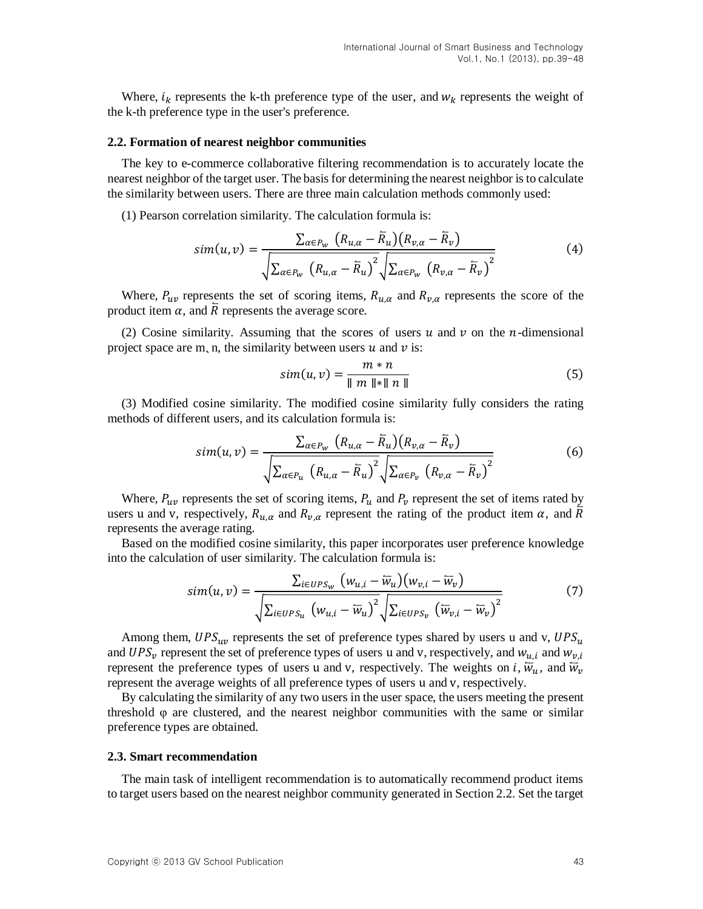Where, $i_k$ represents the k-th preference type of the user, and $w_k$ represents the weight of the k-th preference type in the user's preference.

### 2.2. Formation of nearest neighbor communities

The key to e-commerce collaborative filtering recommendation is to accurately locate the nearest neighbor of the target user. The basis for determining the nearest neighbor is to calculate the similarity between users. There are three main calculation methods commonly used:

(1) Pearson correlation similarity. The calculation formula is:

$$sim(u,v) = \frac{\sum_{\alpha \in P_w} \left(R_{u,\alpha} - \bar{\bar{R}}_u\right)\left(R_{v,\alpha} - \bar{\bar{R}}_v\right)}{\sqrt{\sum_{\alpha \in P_w} \left(R_{u,\alpha} - \bar{\bar{R}}_u\right)^2} \sqrt{\sum_{\alpha \in P_w} \left(R_{v,\alpha} - \bar{\bar{R}}_v\right)^2}} \tag{4}$$

Where, $P_{uv}$ represents the set of scoring items, $R_{u,\alpha}$ and $R_{v,\alpha}$ represents the score of the product item $\alpha$, and $\bar{\bar{R}}$ represents the average score.

(2) Cosine similarity. Assuming that the scores of users $u$ and $v$ on the $n$-dimensional project space are m、n, the similarity between users $u$ and $v$ is:

$$sim(u,v) = \frac{m * n}{\| m \| * \| n \|} \tag{5}$$

(3) Modified cosine similarity. The modified cosine similarity fully considers the rating methods of different users, and its calculation formula is:

$$sim(u,v) = \frac{\sum_{\alpha \in P_w} \left(R_{u,\alpha} - \bar{\bar{R}}_u\right)\left(R_{v,\alpha} - \bar{\bar{R}}_v\right)}{\sqrt{\sum_{\alpha \in P_u} \left(R_{u,\alpha} - \bar{\bar{R}}_u\right)^2} \sqrt{\sum_{\alpha \in P_v} \left(R_{v,\alpha} - \bar{\bar{R}}_v\right)^2}} \tag{6}$$

Where, $P_{uv}$ represents the set of scoring items, $P_u$ and $P_v$ represent the set of items rated by users u and v, respectively, $R_{u,\alpha}$ and $R_{v,\alpha}$ represent the rating of the product item $\alpha$, and $\bar{\bar{R}}$ represents the average rating.

Based on the modified cosine similarity, this paper incorporates user preference knowledge into the calculation of user similarity. The calculation formula is:

$$sim(u,v) = \frac{\sum_{i \in UPS_w} \left(w_{u,i} - \bar{\bar{w}}_u\right)\left(w_{v,i} - \bar{\bar{w}}_v\right)}{\sqrt{\sum_{i \in UPS_u} \left(w_{u,i} - \bar{\bar{w}}_u\right)^2} \sqrt{\sum_{i \in UPS_v} \left(\bar{\bar{w}}_{v,i} - \bar{\bar{w}}_v\right)^2}} \tag{7}$$

Among them, $UPS_{uv}$ represents the set of preference types shared by users u and v, $UPS_u$ and $UPS_v$ represent the set of preference types of users u and v, respectively, and $w_{u,i}$ and $w_{v,i}$ represent the preference types of users u and v, respectively. The weights on $i$, $\bar{\bar{w}}_u$, and $\bar{\bar{w}}_v$ represent the average weights of all preference types of users u and v, respectively.

By calculating the similarity of any two users in the user space, the users meeting the present threshold φ are clustered, and the nearest neighbor communities with the same or similar preference types are obtained.

### 2.3. Smart recommendation

The main task of intelligent recommendation is to automatically recommend product items to target users based on the nearest neighbor community generated in Section 2.2. Set the target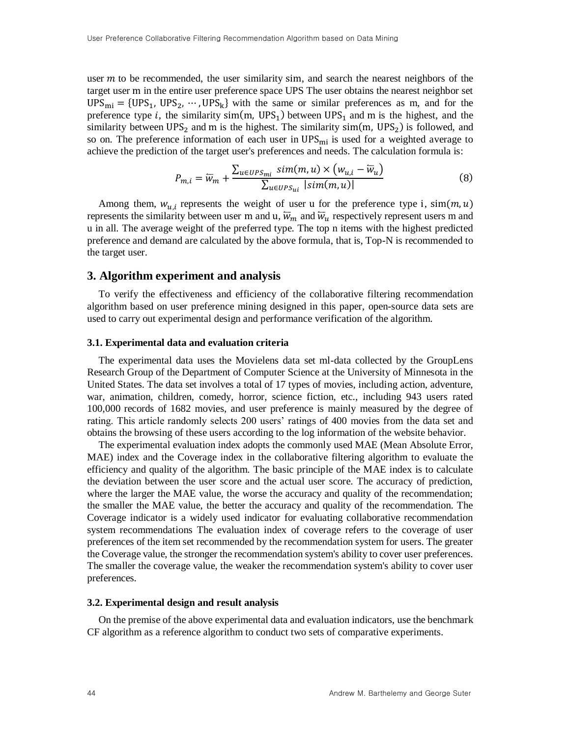user $m$ to be recommended, the user similarity sim, and search the nearest neighbors of the target user m in the entire user preference space UPS The user obtains the nearest neighbor set $\mathrm{UPS_{mi}} = \{\mathrm{UPS_1}, \mathrm{UPS_2}, \cdots, \mathrm{UPS_k}\}$ with the same or similar preferences as m, and for the preference type $i$, the similarity $\mathrm{sim(m, UPS_1)}$ between $\mathrm{UPS_1}$ and m is the highest, and the similarity between $\mathrm{UPS_2}$ and m is the highest. The similarity $\mathrm{sim(m, UPS_2)}$ is followed, and so on. The preference information of each user in $\mathrm{UPS_{mi}}$ is used for a weighted average to achieve the prediction of the target user's preferences and needs. The calculation formula is:

$$P_{m,i} = \overline{w}_m + \frac{\sum_{u \in UPS_{mi}} sim(m,u) \times \left(w_{u,i} - \overline{w}_u\right)}{\sum_{u \in UPS_{ui}} |sim(m,u)|} \tag{8}$$

Among them, $w_{u,i}$ represents the weight of user u for the preference type i, $\mathrm{sim}(m, u)$ represents the similarity between user m and u, $\overline{w}_m$ and $\overline{w}_u$ respectively represent users m and u in all. The average weight of the preferred type. The top n items with the highest predicted preference and demand are calculated by the above formula, that is, Top-N is recommended to the target user.

## 3. Algorithm experiment and analysis

To verify the effectiveness and efficiency of the collaborative filtering recommendation algorithm based on user preference mining designed in this paper, open-source data sets are used to carry out experimental design and performance verification of the algorithm.

### 3.1. Experimental data and evaluation criteria

The experimental data uses the Movielens data set ml-data collected by the GroupLens Research Group of the Department of Computer Science at the University of Minnesota in the United States. The data set involves a total of 17 types of movies, including action, adventure, war, animation, children, comedy, horror, science fiction, etc., including 943 users rated 100,000 records of 1682 movies, and user preference is mainly measured by the degree of rating. This article randomly selects 200 users' ratings of 400 movies from the data set and obtains the browsing of these users according to the log information of the website behavior.

The experimental evaluation index adopts the commonly used MAE (Mean Absolute Error, MAE) index and the Coverage index in the collaborative filtering algorithm to evaluate the efficiency and quality of the algorithm. The basic principle of the MAE index is to calculate the deviation between the user score and the actual user score. The accuracy of prediction, where the larger the MAE value, the worse the accuracy and quality of the recommendation; the smaller the MAE value, the better the accuracy and quality of the recommendation. The Coverage indicator is a widely used indicator for evaluating collaborative recommendation system recommendations The evaluation index of coverage refers to the coverage of user preferences of the item set recommended by the recommendation system for users. The greater the Coverage value, the stronger the recommendation system's ability to cover user preferences. The smaller the coverage value, the weaker the recommendation system's ability to cover user preferences.

### 3.2. Experimental design and result analysis

On the premise of the above experimental data and evaluation indicators, use the benchmark CF algorithm as a reference algorithm to conduct two sets of comparative experiments.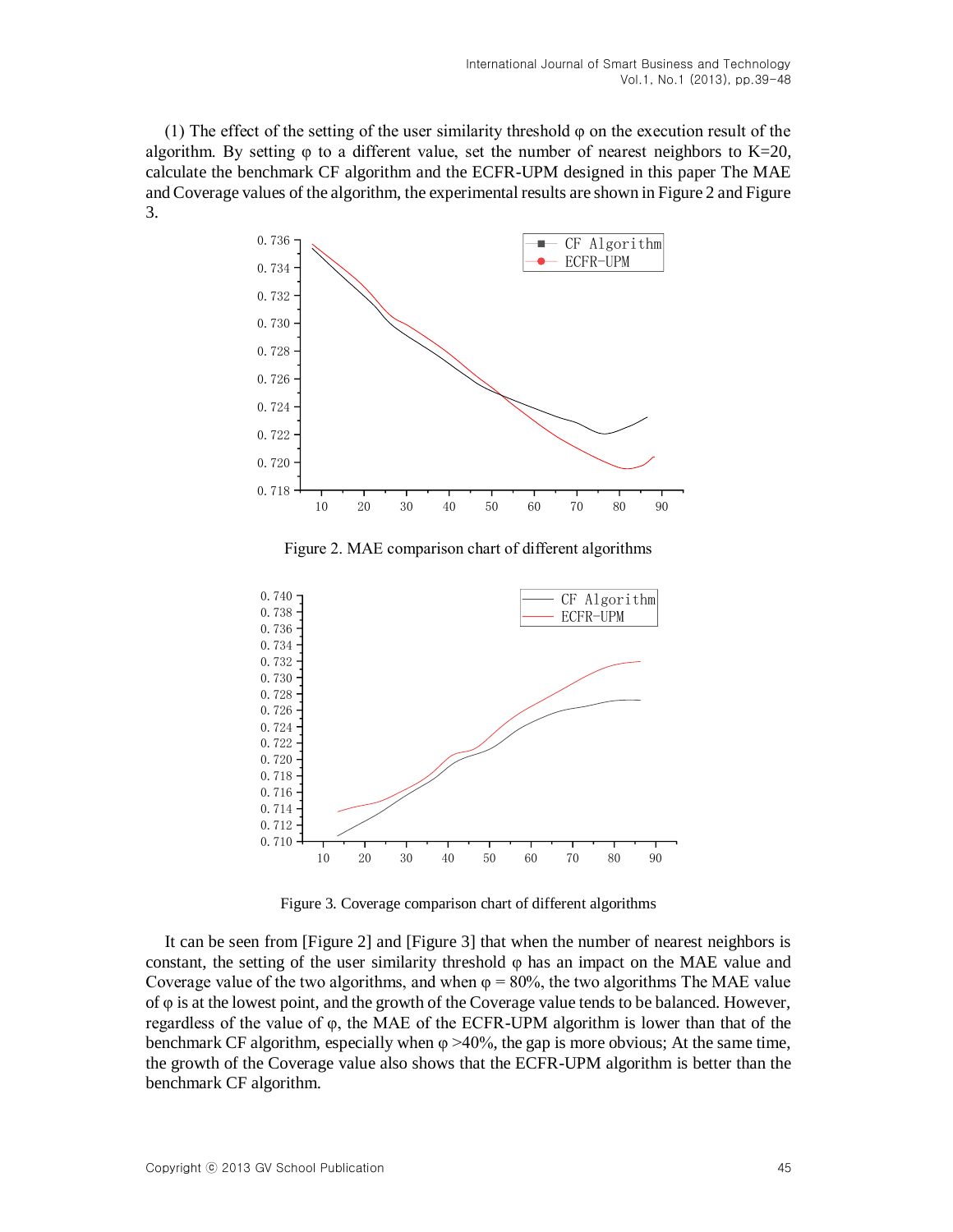(1) The effect of the setting of the user similarity threshold φ on the execution result of the algorithm. By setting φ to a different value, set the number of nearest neighbors to K=20, calculate the benchmark CF algorithm and the ECFR-UPM designed in this paper The MAE and Coverage values of the algorithm, the experimental results are shown in Figure 2 and Figure 3.

Figure 2. MAE comparison chart of different algorithms

Figure 3. Coverage comparison chart of different algorithms

It can be seen from [Figure 2] and [Figure 3] that when the number of nearest neighbors is constant, the setting of the user similarity threshold φ has an impact on the MAE value and Coverage value of the two algorithms, and when φ = 80%, the two algorithms The MAE value of φ is at the lowest point, and the growth of the Coverage value tends to be balanced. However, regardless of the value of φ, the MAE of the ECFR-UPM algorithm is lower than that of the benchmark CF algorithm, especially when φ >40%, the gap is more obvious; At the same time, the growth of the Coverage value also shows that the ECFR-UPM algorithm is better than the benchmark CF algorithm.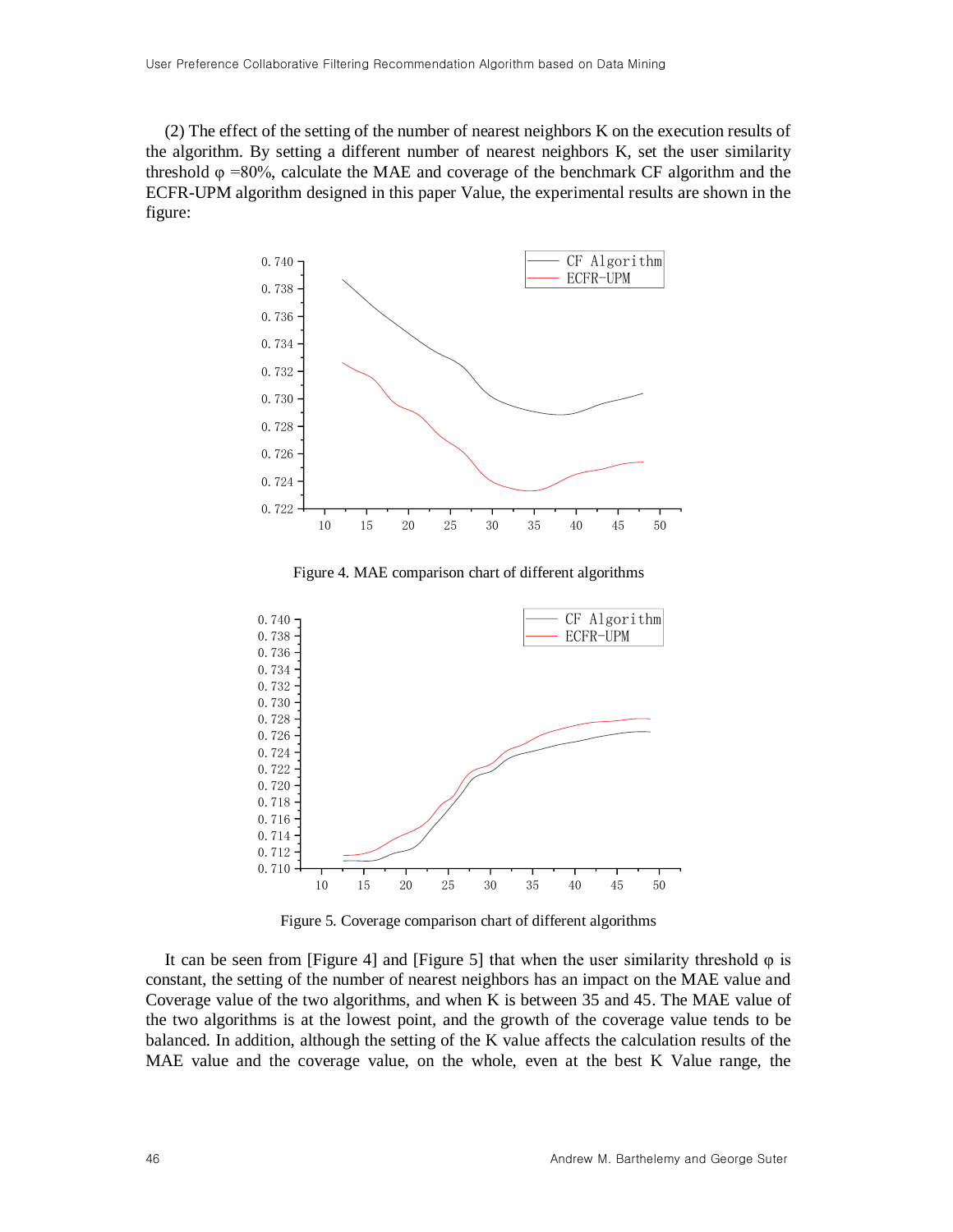(2) The effect of the setting of the number of nearest neighbors K on the execution results of the algorithm. By setting a different number of nearest neighbors K, set the user similarity threshold φ =80%, calculate the MAE and coverage of the benchmark CF algorithm and the ECFR-UPM algorithm designed in this paper Value, the experimental results are shown in the figure:

Figure 4. MAE comparison chart of different algorithms

Figure 5. Coverage comparison chart of different algorithms

It can be seen from [Figure 4] and [Figure 5] that when the user similarity threshold φ is constant, the setting of the number of nearest neighbors has an impact on the MAE value and Coverage value of the two algorithms, and when K is between 35 and 45. The MAE value of the two algorithms is at the lowest point, and the growth of the coverage value tends to be balanced. In addition, although the setting of the K value affects the calculation results of the MAE value and the coverage value, on the whole, even at the best K Value range, the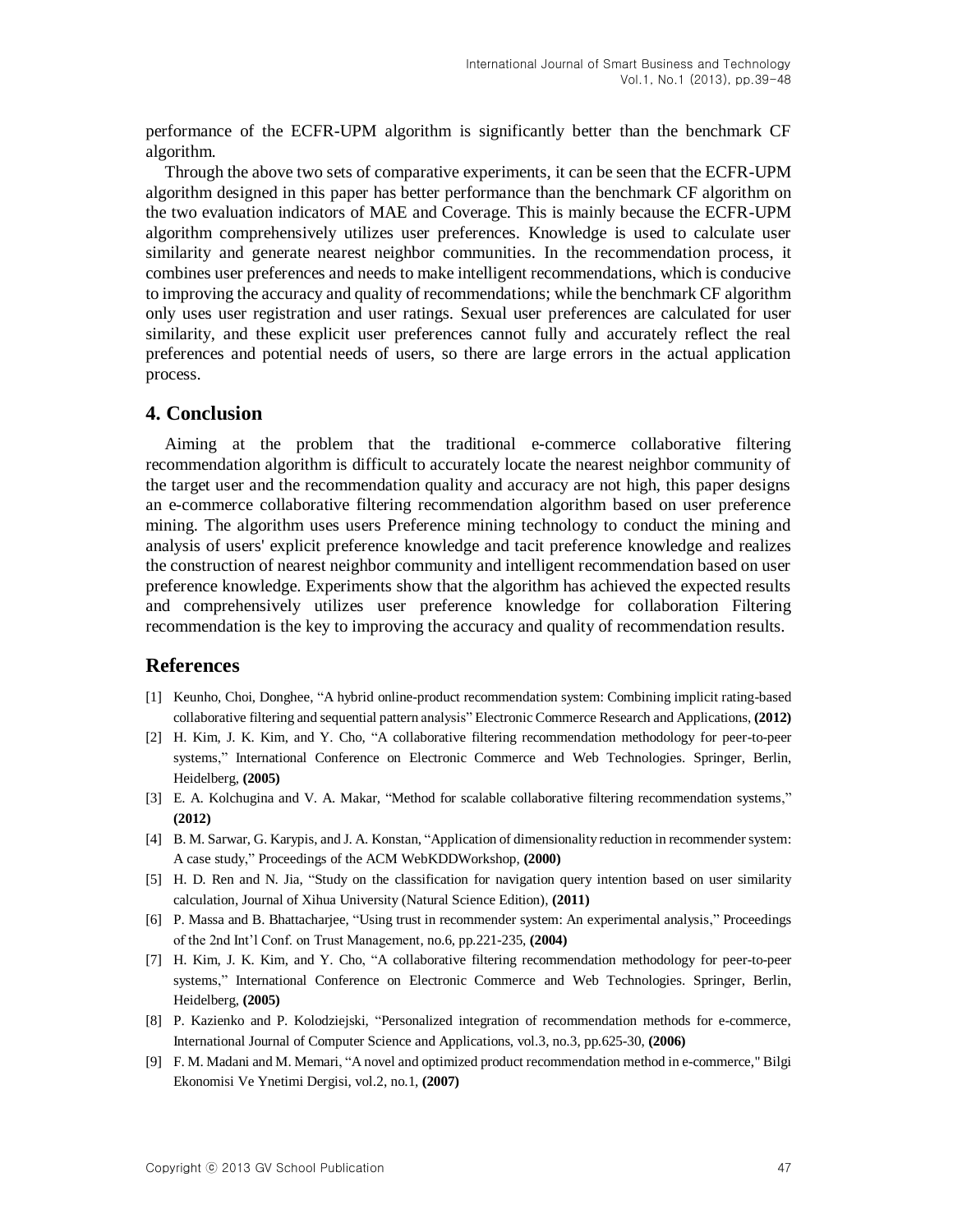performance of the ECFR-UPM algorithm is significantly better than the benchmark CF algorithm.

Through the above two sets of comparative experiments, it can be seen that the ECFR-UPM algorithm designed in this paper has better performance than the benchmark CF algorithm on the two evaluation indicators of MAE and Coverage. This is mainly because the ECFR-UPM algorithm comprehensively utilizes user preferences. Knowledge is used to calculate user similarity and generate nearest neighbor communities. In the recommendation process, it combines user preferences and needs to make intelligent recommendations, which is conducive to improving the accuracy and quality of recommendations; while the benchmark CF algorithm only uses user registration and user ratings. Sexual user preferences are calculated for user similarity, and these explicit user preferences cannot fully and accurately reflect the real preferences and potential needs of users, so there are large errors in the actual application process.

## 4. Conclusion

Aiming at the problem that the traditional e-commerce collaborative filtering recommendation algorithm is difficult to accurately locate the nearest neighbor community of the target user and the recommendation quality and accuracy are not high, this paper designs an e-commerce collaborative filtering recommendation algorithm based on user preference mining. The algorithm uses users Preference mining technology to conduct the mining and analysis of users' explicit preference knowledge and tacit preference knowledge and realizes the construction of nearest neighbor community and intelligent recommendation based on user preference knowledge. Experiments show that the algorithm has achieved the expected results and comprehensively utilizes user preference knowledge for collaboration Filtering recommendation is the key to improving the accuracy and quality of recommendation results.

## References

[1] Keunho, Choi, Donghee, "A hybrid online-product recommendation system: Combining implicit rating-based collaborative filtering and sequential pattern analysis" Electronic Commerce Research and Applications, **(2012)**

[2] H. Kim, J. K. Kim, and Y. Cho, "A collaborative filtering recommendation methodology for peer-to-peer systems," International Conference on Electronic Commerce and Web Technologies. Springer, Berlin, Heidelberg, **(2005)**

[3] E. A. Kolchugina and V. A. Makar, "Method for scalable collaborative filtering recommendation systems," **(2012)**

[4] B. M. Sarwar, G. Karypis, and J. A. Konstan, "Application of dimensionality reduction in recommender system: A case study," Proceedings of the ACM WebKDDWorkshop, **(2000)**

[5] H. D. Ren and N. Jia, "Study on the classification for navigation query intention based on user similarity calculation, Journal of Xihua University (Natural Science Edition), **(2011)**

[6] P. Massa and B. Bhattacharjee, "Using trust in recommender system: An experimental analysis," Proceedings of the 2nd Int'l Conf. on Trust Management, no.6, pp.221-235, **(2004)**

[7] H. Kim, J. K. Kim, and Y. Cho, "A collaborative filtering recommendation methodology for peer-to-peer systems," International Conference on Electronic Commerce and Web Technologies. Springer, Berlin, Heidelberg, **(2005)**

[8] P. Kazienko and P. Kolodziejski, "Personalized integration of recommendation methods for e-commerce, International Journal of Computer Science and Applications, vol.3, no.3, pp.625-30, **(2006)**

[9] F. M. Madani and M. Memari, "A novel and optimized product recommendation method in e-commerce," Bilgi Ekonomisi Ve Ynetimi Dergisi, vol.2, no.1, **(2007)**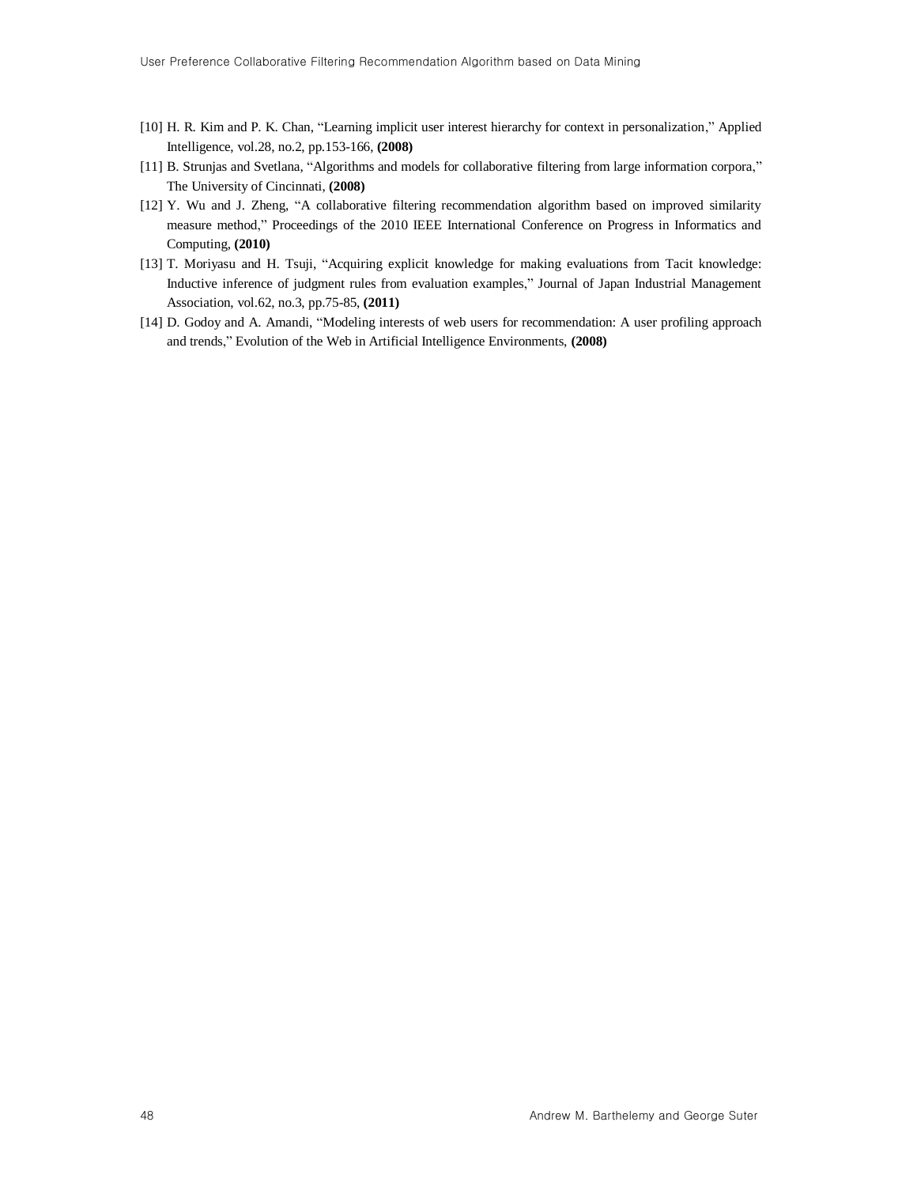[10] H. R. Kim and P. K. Chan, "Learning implicit user interest hierarchy for context in personalization," Applied Intelligence, vol.28, no.2, pp.153-166, **(2008)**

[11] B. Strunjas and Svetlana, "Algorithms and models for collaborative filtering from large information corpora," The University of Cincinnati, **(2008)**

[12] Y. Wu and J. Zheng, "A collaborative filtering recommendation algorithm based on improved similarity measure method," Proceedings of the 2010 IEEE International Conference on Progress in Informatics and Computing, **(2010)**

[13] T. Moriyasu and H. Tsuji, "Acquiring explicit knowledge for making evaluations from Tacit knowledge: Inductive inference of judgment rules from evaluation examples," Journal of Japan Industrial Management Association, vol.62, no.3, pp.75-85, **(2011)**

[14] D. Godoy and A. Amandi, "Modeling interests of web users for recommendation: A user profiling approach and trends," Evolution of the Web in Artificial Intelligence Environments, **(2008)**